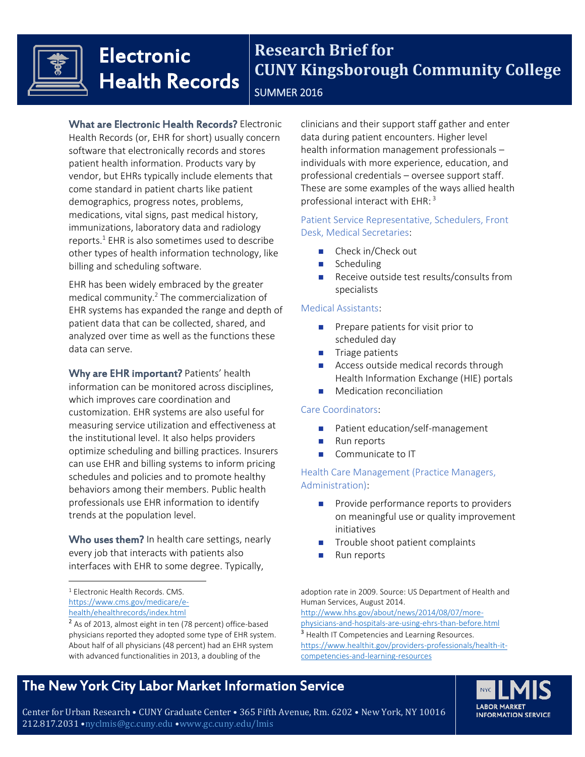# Electronic Health Records

## Research Brief for CUNY Kingsborough Community College

SUMMER 2016

**What are Electronic Health Records?** Electronic Health Records (or, EHR for short) usually concern software that electronically records and stores patient health information. Products vary by vendor, but EHRs typically include elements that come standard in patient charts like patient demographics, progress notes, problems, medications, vital signs, past medical history, immunizations, laboratory data and radiology reports.[1] EHR is also sometimes used to describe other types of health information technology, like billing and scheduling software.

EHR has been widely embraced by the greater medical community.[2] The commercialization of EHR systems has expanded the range and depth of patient data that can be collected, shared, and analyzed over time as well as the functions these data can serve.

**Why are EHR important?** Patients' health information can be monitored across disciplines, which improves care coordination and customization. EHR systems are also useful for measuring service utilization and effectiveness at the institutional level. It also helps providers optimize scheduling and billing practices. Insurers can use EHR and billing systems to inform pricing schedules and policies and to promote healthy behaviors among their members. Public health professionals use EHR information to identify trends at the population level.

**Who uses them?** In health care settings, nearly every job that interacts with patients also interfaces with EHR to some degree. Typically, clinicians and their support staff gather and enter data during patient encounters. Higher level health information management professionals – individuals with more experience, education, and professional credentials – oversee support staff. These are some examples of the ways allied health professional interact with EHR:[3]

Patient Service Representative, Schedulers, Front Desk, Medical Secretaries:

- Check in/Check out
- Scheduling
- Receive outside test results/consults from specialists

Medical Assistants:

- Prepare patients for visit prior to scheduled day
- Triage patients
- Access outside medical records through Health Information Exchange (HIE) portals
- Medication reconciliation

Care Coordinators:

- Patient education/self-management
- Run reports
- Communicate to IT

Health Care Management (Practice Managers, Administration):

- Provide performance reports to providers on meaningful use or quality improvement initiatives
- Trouble shoot patient complaints
- Run reports

---

[1] Electronic Health Records. CMS. https://www.cms.gov/medicare/e-health/ehealthrecords/index.html

[2] As of 2013, almost eight in ten (78 percent) office-based physicians reported they adopted some type of EHR system. About half of all physicians (48 percent) had an EHR system with advanced functionalities in 2013, a doubling of the adoption rate in 2009. Source: US Department of Health and Human Services, August 2014. http://www.hhs.gov/about/news/2014/08/07/more-physicians-and-hospitals-are-using-ehrs-than-before.html

[3] Health IT Competencies and Learning Resources. https://www.healthit.gov/providers-professionals/health-it-competencies-and-learning-resources

**The New York City Labor Market Information Service**

Center for Urban Research • CUNY Graduate Center • 365 Fifth Avenue, Rm. 6202 • New York, NY 10016
212.817.2031 • nyclmis@gc.cuny.edu • www.gc.cuny.edu/lmis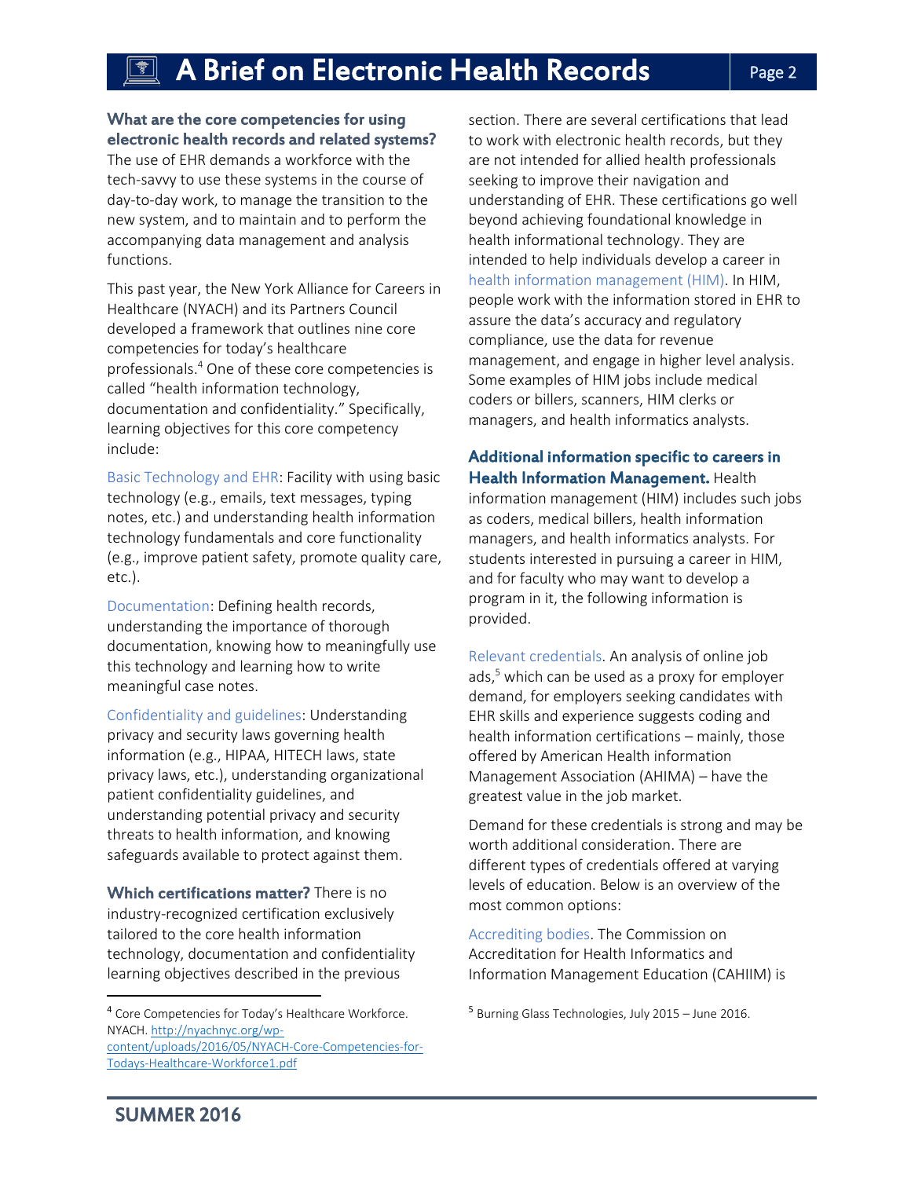**What are the core competencies for using electronic health records and related systems?** The use of EHR demands a workforce with the tech-savvy to use these systems in the course of day-to-day work, to manage the transition to the new system, and to maintain and to perform the accompanying data management and analysis functions.

This past year, the New York Alliance for Careers in Healthcare (NYACH) and its Partners Council developed a framework that outlines nine core competencies for today's healthcare professionals.[4] One of these core competencies is called "health information technology, documentation and confidentiality." Specifically, learning objectives for this core competency include:

Basic Technology and EHR: Facility with using basic technology (e.g., emails, text messages, typing notes, etc.) and understanding health information technology fundamentals and core functionality (e.g., improve patient safety, promote quality care, etc.).

Documentation: Defining health records, understanding the importance of thorough documentation, knowing how to meaningfully use this technology and learning how to write meaningful case notes.

Confidentiality and guidelines: Understanding privacy and security laws governing health information (e.g., HIPAA, HITECH laws, state privacy laws, etc.), understanding organizational patient confidentiality guidelines, and understanding potential privacy and security threats to health information, and knowing safeguards available to protect against them.

**Which certifications matter?** There is no industry-recognized certification exclusively tailored to the core health information technology, documentation and confidentiality learning objectives described in the previous section. There are several certifications that lead to work with electronic health records, but they are not intended for allied health professionals seeking to improve their navigation and understanding of EHR. These certifications go well beyond achieving foundational knowledge in health informational technology. They are intended to help individuals develop a career in health information management (HIM). In HIM, people work with the information stored in EHR to assure the data's accuracy and regulatory compliance, use the data for revenue management, and engage in higher level analysis. Some examples of HIM jobs include medical coders or billers, scanners, HIM clerks or managers, and health informatics analysts.

**Additional information specific to careers in Health Information Management.** Health information management (HIM) includes such jobs as coders, medical billers, health information managers, and health informatics analysts. For students interested in pursuing a career in HIM, and for faculty who may want to develop a program in it, the following information is provided.

Relevant credentials. An analysis of online job ads,[5] which can be used as a proxy for employer demand, for employers seeking candidates with EHR skills and experience suggests coding and health information certifications – mainly, those offered by American Health information Management Association (AHIMA) – have the greatest value in the job market.

Demand for these credentials is strong and may be worth additional consideration. There are different types of credentials offered at varying levels of education. Below is an overview of the most common options:

Accrediting bodies. The Commission on Accreditation for Health Informatics and Information Management Education (CAHIIM) is

---

[4] Core Competencies for Today's Healthcare Workforce. NYACH. http://nyachnyc.org/wp-content/uploads/2016/05/NYACH-Core-Competencies-for-Todays-Healthcare-Workforce1.pdf

[5] Burning Glass Technologies, July 2015 – June 2016.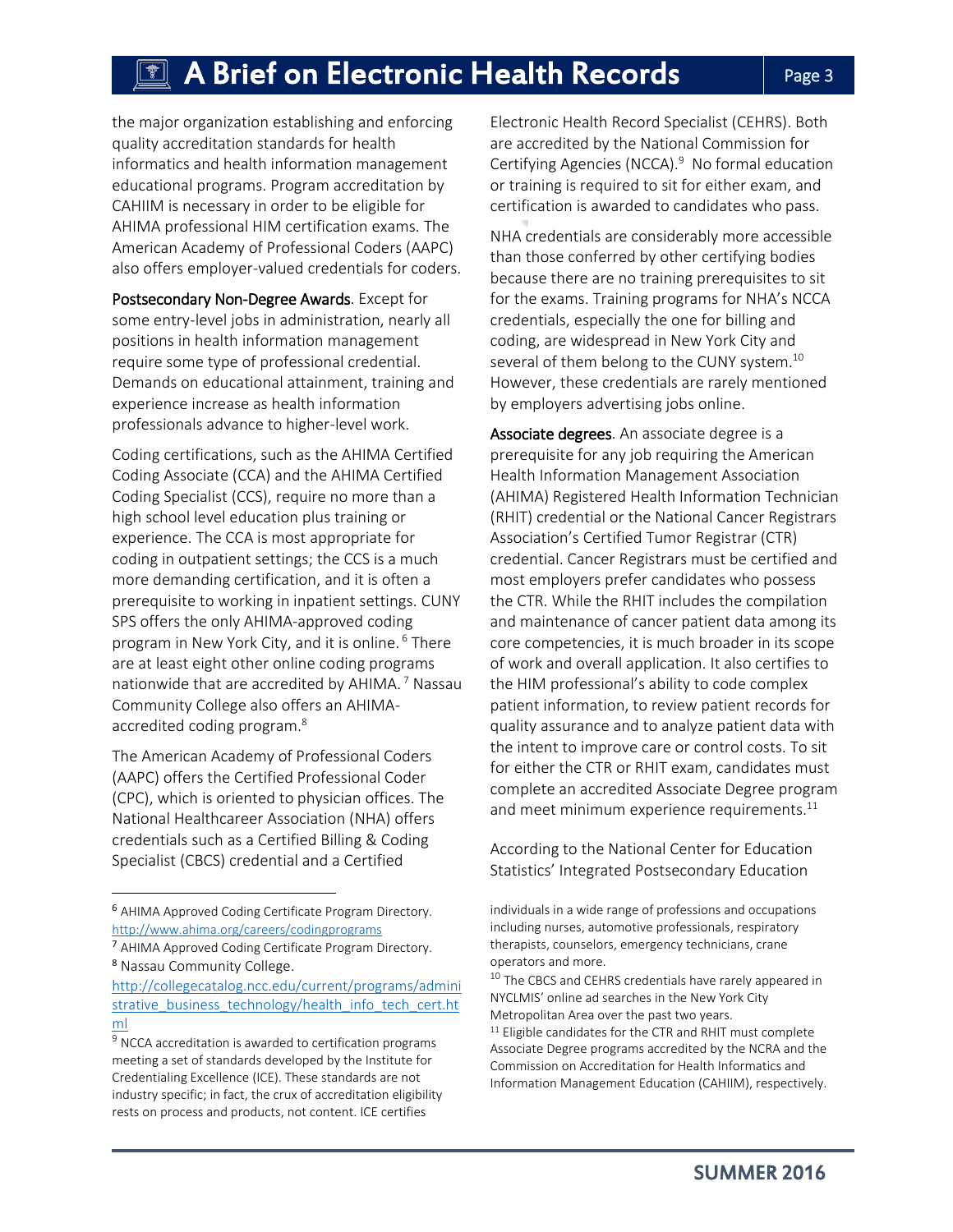the major organization establishing and enforcing quality accreditation standards for health informatics and health information management educational programs. Program accreditation by CAHIIM is necessary in order to be eligible for AHIMA professional HIM certification exams. The American Academy of Professional Coders (AAPC) also offers employer-valued credentials for coders.

**Postsecondary Non-Degree Awards**. Except for some entry-level jobs in administration, nearly all positions in health information management require some type of professional credential. Demands on educational attainment, training and experience increase as health information professionals advance to higher-level work.

Coding certifications, such as the AHIMA Certified Coding Associate (CCA) and the AHIMA Certified Coding Specialist (CCS), require no more than a high school level education plus training or experience. The CCA is most appropriate for coding in outpatient settings; the CCS is a much more demanding certification, and it is often a prerequisite to working in inpatient settings. CUNY SPS offers the only AHIMA-approved coding program in New York City, and it is online. [6] There are at least eight other online coding programs nationwide that are accredited by AHIMA. [7] Nassau Community College also offers an AHIMA-accredited coding program.[8]

The American Academy of Professional Coders (AAPC) offers the Certified Professional Coder (CPC), which is oriented to physician offices. The National Healthcareer Association (NHA) offers credentials such as a Certified Billing & Coding Specialist (CBCS) credential and a Certified Electronic Health Record Specialist (CEHRS). Both are accredited by the National Commission for Certifying Agencies (NCCA).[9] No formal education or training is required to sit for either exam, and certification is awarded to candidates who pass.

NHA credentials are considerably more accessible than those conferred by other certifying bodies because there are no training prerequisites to sit for the exams. Training programs for NHA's NCCA credentials, especially the one for billing and coding, are widespread in New York City and several of them belong to the CUNY system.[10] However, these credentials are rarely mentioned by employers advertising jobs online.

**Associate degrees**. An associate degree is a prerequisite for any job requiring the American Health Information Management Association (AHIMA) Registered Health Information Technician (RHIT) credential or the National Cancer Registrars Association's Certified Tumor Registrar (CTR) credential. Cancer Registrars must be certified and most employers prefer candidates who possess the CTR. While the RHIT includes the compilation and maintenance of cancer patient data among its core competencies, it is much broader in its scope of work and overall application. It also certifies to the HIM professional's ability to code complex patient information, to review patient records for quality assurance and to analyze patient data with the intent to improve care or control costs. To sit for either the CTR or RHIT exam, candidates must complete an accredited Associate Degree program and meet minimum experience requirements.[11]

According to the National Center for Education Statistics' Integrated Postsecondary Education

---

[6] AHIMA Approved Coding Certificate Program Directory. http://www.ahima.org/careers/codingprograms

[7] AHIMA Approved Coding Certificate Program Directory.

[8] Nassau Community College. http://collegecatalog.ncc.edu/current/programs/administrative_business_technology/health_info_tech_cert.html

[9] NCCA accreditation is awarded to certification programs meeting a set of standards developed by the Institute for Credentialing Excellence (ICE). These standards are not industry specific; in fact, the crux of accreditation eligibility rests on process and products, not content. ICE certifies individuals in a wide range of professions and occupations including nurses, automotive professionals, respiratory therapists, counselors, emergency technicians, crane operators and more.

[10] The CBCS and CEHRS credentials have rarely appeared in NYCLMIS' online ad searches in the New York City Metropolitan Area over the past two years.

[11] Eligible candidates for the CTR and RHIT must complete Associate Degree programs accredited by the NCRA and the Commission on Accreditation for Health Informatics and Information Management Education (CAHIIM), respectively.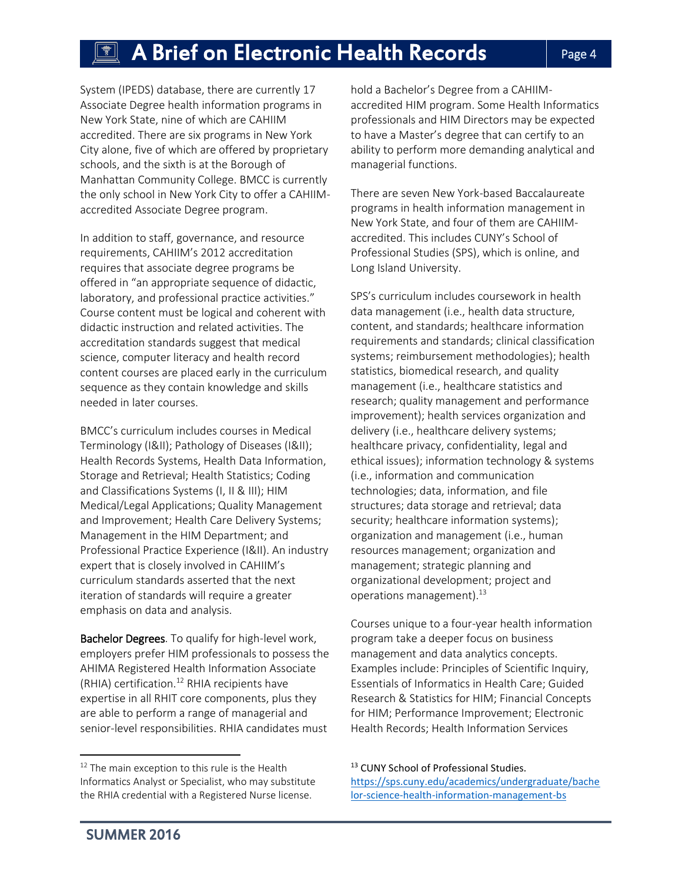System (IPEDS) database, there are currently 17 Associate Degree health information programs in New York State, nine of which are CAHIIM accredited. There are six programs in New York City alone, five of which are offered by proprietary schools, and the sixth is at the Borough of Manhattan Community College. BMCC is currently the only school in New York City to offer a CAHIIM-accredited Associate Degree program.

In addition to staff, governance, and resource requirements, CAHIIM's 2012 accreditation requires that associate degree programs be offered in "an appropriate sequence of didactic, laboratory, and professional practice activities." Course content must be logical and coherent with didactic instruction and related activities. The accreditation standards suggest that medical science, computer literacy and health record content courses are placed early in the curriculum sequence as they contain knowledge and skills needed in later courses.

BMCC's curriculum includes courses in Medical Terminology (I&II); Pathology of Diseases (I&II); Health Records Systems, Health Data Information, Storage and Retrieval; Health Statistics; Coding and Classifications Systems (I, II & III); HIM Medical/Legal Applications; Quality Management and Improvement; Health Care Delivery Systems; Management in the HIM Department; and Professional Practice Experience (I&II). An industry expert that is closely involved in CAHIIM's curriculum standards asserted that the next iteration of standards will require a greater emphasis on data and analysis.

**Bachelor Degrees**. To qualify for high-level work, employers prefer HIM professionals to possess the AHIMA Registered Health Information Associate (RHIA) certification.[12] RHIA recipients have expertise in all RHIT core components, plus they are able to perform a range of managerial and senior-level responsibilities. RHIA candidates must hold a Bachelor's Degree from a CAHIIM-accredited HIM program. Some Health Informatics professionals and HIM Directors may be expected to have a Master's degree that can certify to an ability to perform more demanding analytical and managerial functions.

There are seven New York-based Baccalaureate programs in health information management in New York State, and four of them are CAHIIM-accredited. This includes CUNY's School of Professional Studies (SPS), which is online, and Long Island University.

SPS's curriculum includes coursework in health data management (i.e., health data structure, content, and standards; healthcare information requirements and standards; clinical classification systems; reimbursement methodologies); health statistics, biomedical research, and quality management (i.e., healthcare statistics and research; quality management and performance improvement); health services organization and delivery (i.e., healthcare delivery systems; healthcare privacy, confidentiality, legal and ethical issues); information technology & systems (i.e., information and communication technologies; data, information, and file structures; data storage and retrieval; data security; healthcare information systems); organization and management (i.e., human resources management; organization and management; strategic planning and organizational development; project and operations management).[13]

Courses unique to a four-year health information program take a deeper focus on business management and data analytics concepts. Examples include: Principles of Scientific Inquiry, Essentials of Informatics in Health Care; Guided Research & Statistics for HIM; Financial Concepts for HIM; Performance Improvement; Electronic Health Records; Health Information Services

---

[12] The main exception to this rule is the Health Informatics Analyst or Specialist, who may substitute the RHIA credential with a Registered Nurse license.

[13] CUNY School of Professional Studies. https://sps.cuny.edu/academics/undergraduate/bachelor-science-health-information-management-bs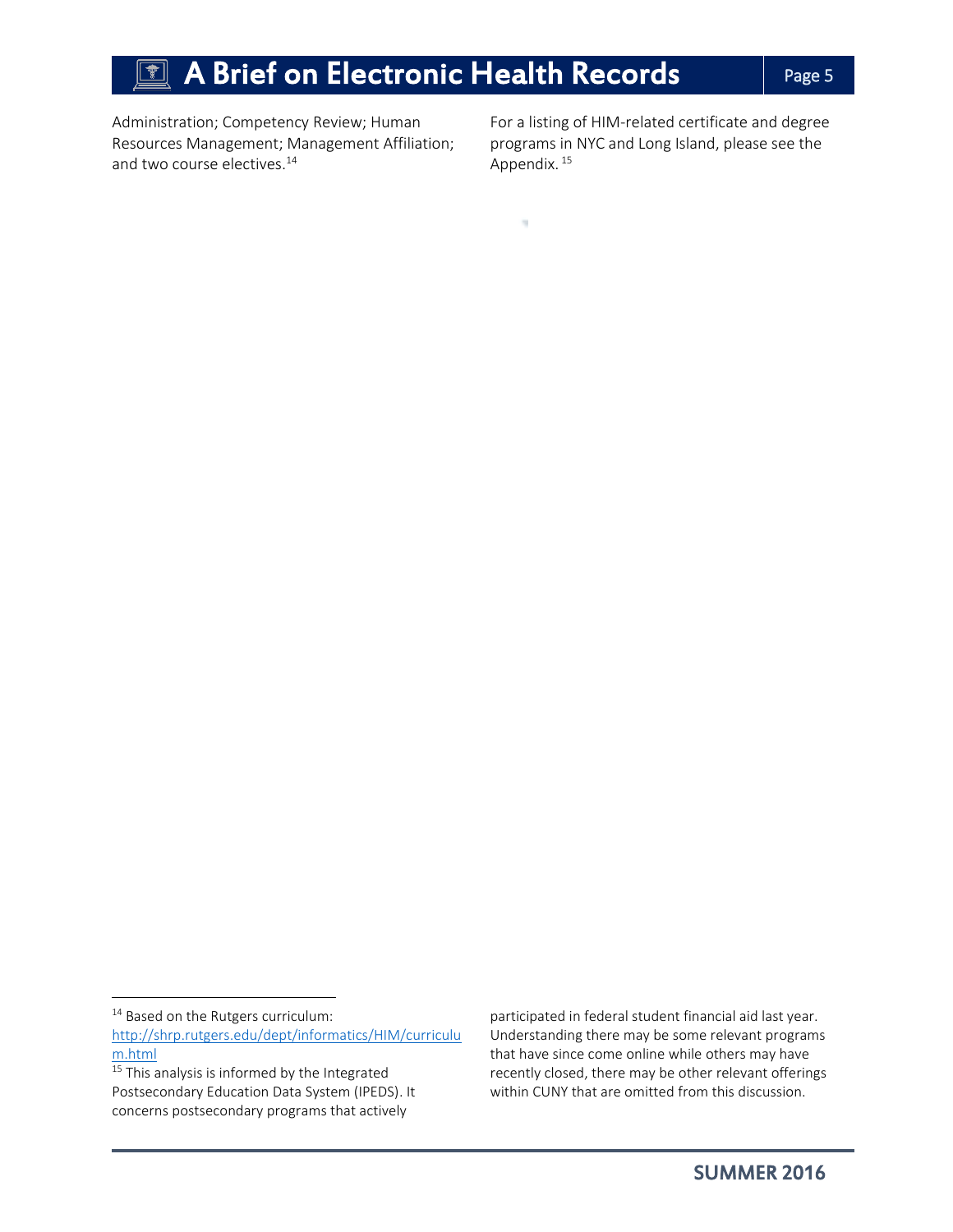Administration; Competency Review; Human Resources Management; Management Affiliation; and two course electives.[14]

For a listing of HIM-related certificate and degree programs in NYC and Long Island, please see the Appendix.[15]

[14] Based on the Rutgers curriculum: http://shrp.rutgers.edu/dept/informatics/HIM/curriculum.html

[15] This analysis is informed by the Integrated Postsecondary Education Data System (IPEDS). It concerns postsecondary programs that actively participated in federal student financial aid last year. Understanding there may be some relevant programs that have since come online while others may have recently closed, there may be other relevant offerings within CUNY that are omitted from this discussion.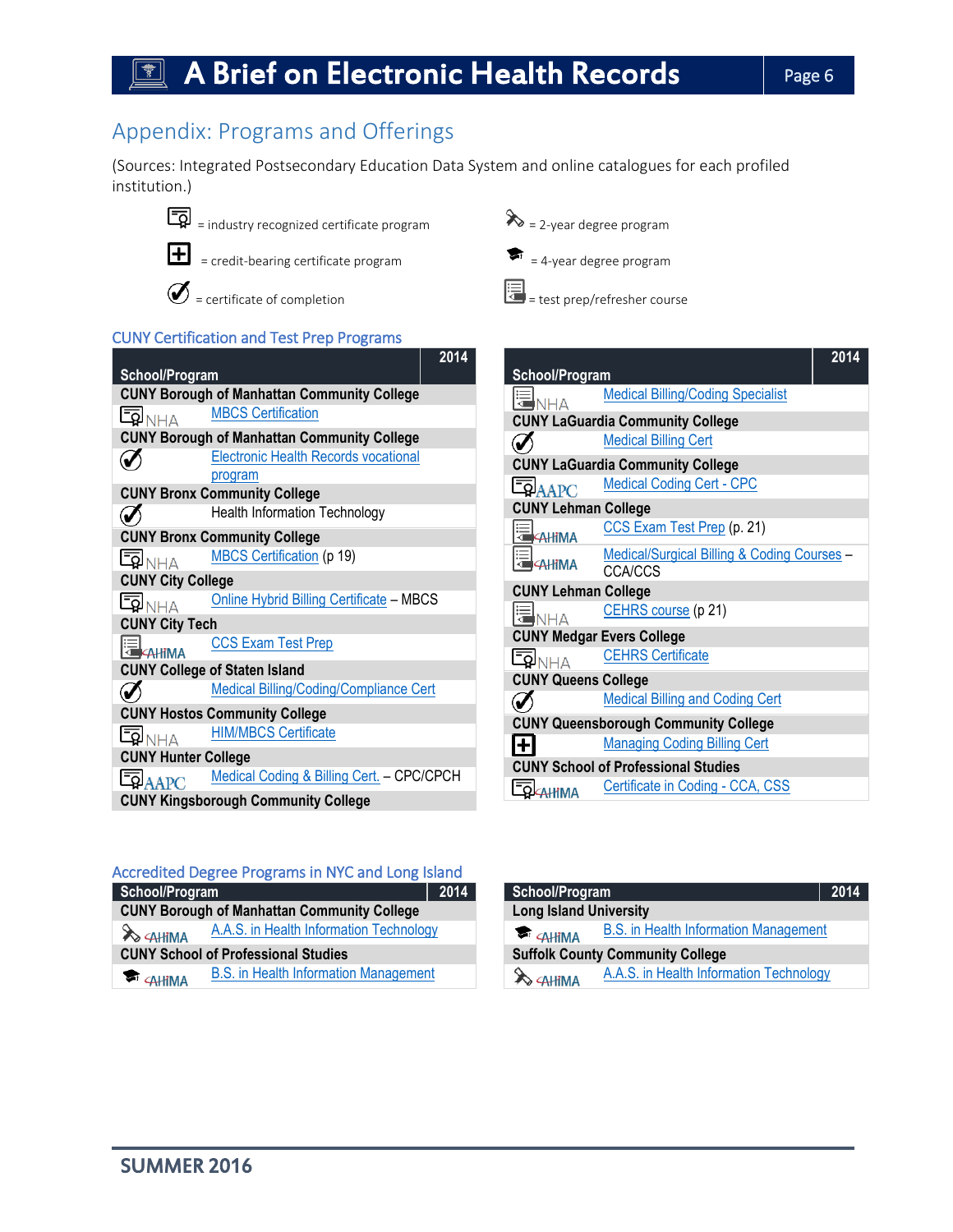## Appendix: Programs and Offerings

(Sources: Integrated Postsecondary Education Data System and online catalogues for each profiled institution.)

= industry recognized certificate program
= credit-bearing certificate program
= certificate of completion
= 2-year degree program
= 4-year degree program
= test prep/refresher course

### CUNY Certification and Test Prep Programs

| School/Program | | 2014 |
|---|---|---|
| **CUNY Borough of Manhattan Community College** | | |
| NHA | MBCS Certification | |
| **CUNY Borough of Manhattan Community College** | | |
| | Electronic Health Records vocational program | |
| **CUNY Bronx Community College** | | |
| | Health Information Technology | |
| **CUNY Bronx Community College** | | |
| NHA | MBCS Certification (p 19) | |
| **CUNY City College** | | |
| NHA | Online Hybrid Billing Certificate – MBCS | |
| **CUNY City Tech** | | |
| AHIMA | CCS Exam Test Prep | |
| **CUNY College of Staten Island** | | |
| | Medical Billing/Coding/Compliance Cert | |
| **CUNY Hostos Community College** | | |
| NHA | HIM/MBCS Certificate | |
| **CUNY Hunter College** | | |
| AAPC | Medical Coding & Billing Cert. – CPC/CPCH | |
| **CUNY Kingsborough Community College** | | |
| NHA | Medical Billing/Coding Specialist | |
| **CUNY LaGuardia Community College** | | |
| | Medical Billing Cert | |
| **CUNY LaGuardia Community College** | | |
| AAPC | Medical Coding Cert - CPC | |
| **CUNY Lehman College** | | |
| AHIMA | CCS Exam Test Prep (p. 21) | |
| AHIMA | Medical/Surgical Billing & Coding Courses – CCA/CCS | |
| **CUNY Lehman College** | | |
| NHA | CEHRS course (p 21) | |
| **CUNY Medgar Evers College** | | |
| NHA | CEHRS Certificate | |
| **CUNY Queens College** | | |
| | Medical Billing and Coding Cert | |
| **CUNY Queensborough Community College** | | |
| | Managing Coding Billing Cert | |
| **CUNY School of Professional Studies** | | |
| AHIMA | Certificate in Coding - CCA, CSS | |

### Accredited Degree Programs in NYC and Long Island

| School/Program | | 2014 |
|---|---|---|
| **CUNY Borough of Manhattan Community College** | | |
| AHIMA | A.A.S. in Health Information Technology | |
| **CUNY School of Professional Studies** | | |
| AHIMA | B.S. in Health Information Management | |
| **Long Island University** | | |
| AHIMA | B.S. in Health Information Management | |
| **Suffolk County Community College** | | |
| AHIMA | A.A.S. in Health Information Technology | |

SUMMER 2016